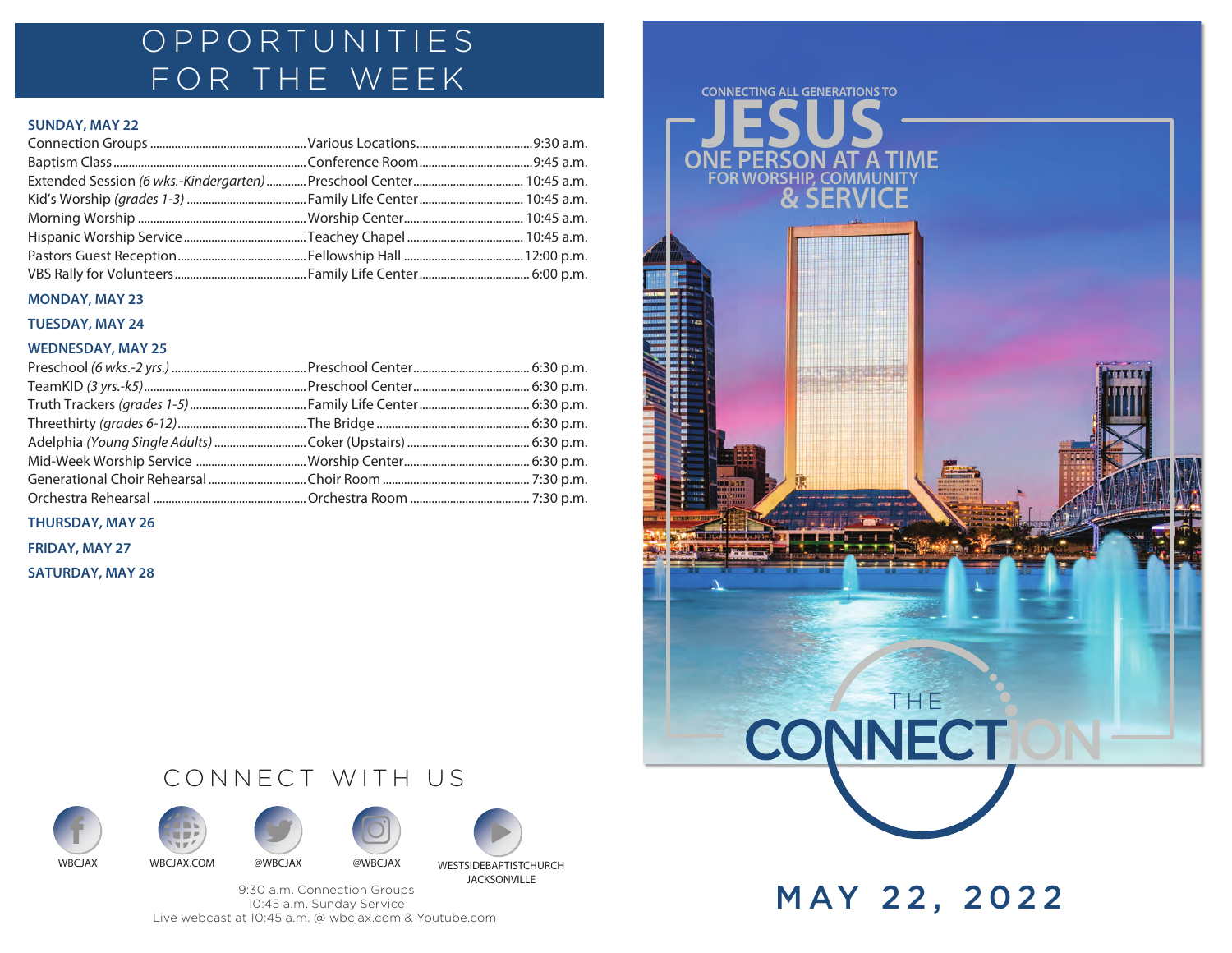# OPPORTUNITIES FOR THE WEEK

**SUNDAY, MAY 22**

| Event | Location | Time |
|---|---|---|
| Connection Groups | Various Locations | 9:30 a.m. |
| Baptism Class | Conference Room | 9:45 a.m. |
| Extended Session *(6 wks.-Kindergarten)* | Preschool Center | 10:45 a.m. |
| Kid's Worship *(grades 1-3)* | Family Life Center | 10:45 a.m. |
| Morning Worship | Worship Center | 10:45 a.m. |
| Hispanic Worship Service | Teachey Chapel | 10:45 a.m. |
| Pastors Guest Reception | Fellowship Hall | 12:00 p.m. |
| VBS Rally for Volunteers | Family Life Center | 6:00 p.m. |

**MONDAY, MAY 23**

**TUESDAY, MAY 24**

**WEDNESDAY, MAY 25**

| Event | Location | Time |
|---|---|---|
| Preschool *(6 wks.-2 yrs.)* | Preschool Center | 6:30 p.m. |
| TeamKID *(3 yrs.-k5)* | Preschool Center | 6:30 p.m. |
| Truth Trackers *(grades 1-5)* | Family Life Center | 6:30 p.m. |
| Threethirty *(grades 6-12)* | The Bridge | 6:30 p.m. |
| Adelphia *(Young Single Adults)* | Coker (Upstairs) | 6:30 p.m. |
| Mid-Week Worship Service | Worship Center | 6:30 p.m. |
| Generational Choir Rehearsal | Choir Room | 7:30 p.m. |
| Orchestra Rehearsal | Orchestra Room | 7:30 p.m. |

**THURSDAY, MAY 26**

**FRIDAY, MAY 27**

**SATURDAY, MAY 28**

## CONNECT WITH US

WBCJAX | WBCJAX.COM | @WBCJAX | @WBCJAX | WESTSIDEBAPTISTCHURCH JACKSONVILLE

9:30 a.m. Connection Groups
10:45 a.m. Sunday Service
Live webcast at 10:45 a.m. @ wbcjax.com & Youtube.com

CONNECTING ALL GENERATIONS TO **JESUS** ONE PERSON AT A TIME FOR WORSHIP, COMMUNITY & SERVICE

# THE CONNECTION

## MAY 22, 2022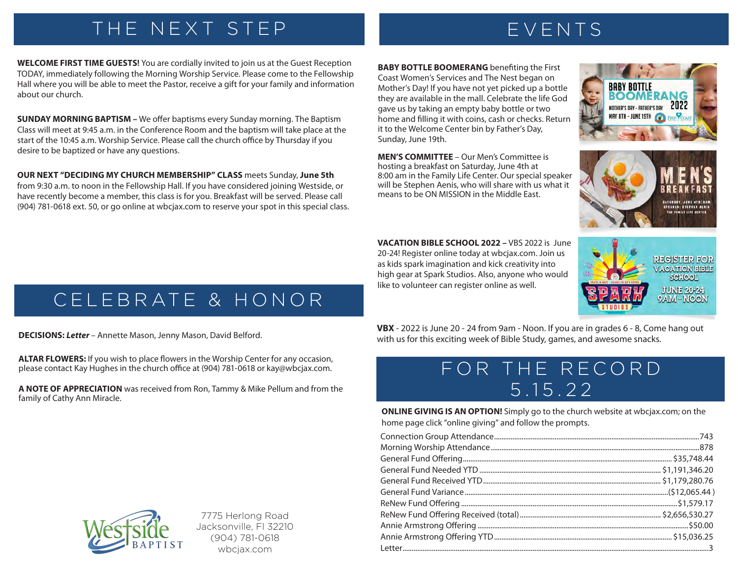# THE NEXT STEP

**WELCOME FIRST TIME GUESTS!** You are cordially invited to join us at the Guest Reception TODAY, immediately following the Morning Worship Service. Please come to the Fellowship Hall where you will be able to meet the Pastor, receive a gift for your family and information about our church.

**SUNDAY MORNING BAPTISM –** We offer baptisms every Sunday morning. The Baptism Class will meet at 9:45 a.m. in the Conference Room and the baptism will take place at the start of the 10:45 a.m. Worship Service. Please call the church office by Thursday if you desire to be baptized or have any questions.

**OUR NEXT "DECIDING MY CHURCH MEMBERSHIP" CLASS** meets Sunday, **June 5th** from 9:30 a.m. to noon in the Fellowship Hall. If you have considered joining Westside, or have recently become a member, this class is for you. Breakfast will be served. Please call (904) 781-0618 ext. 50, or go online at wbcjax.com to reserve your spot in this special class.

# CELEBRATE & HONOR

**DECISIONS:** ***Letter*** – Annette Mason, Jenny Mason, David Belford.

**ALTAR FLOWERS:** If you wish to place flowers in the Worship Center for any occasion, please contact Kay Hughes in the church office at (904) 781-0618 or kay@wbcjax.com.

**A NOTE OF APPRECIATION** was received from Ron, Tammy & Mike Pellum and from the family of Cathy Ann Miracle.

Westside BAPTIST

7775 Herlong Road
Jacksonville, Fl 32210
(904) 781-0618
wbcjax.com

# EVENTS

**BABY BOTTLE BOOMERANG** benefiting the First Coast Women's Services and The Nest began on Mother's Day! If you have not yet picked up a bottle they are available in the mall. Celebrate the life God gave us by taking an empty baby bottle or two home and filling it with coins, cash or checks. Return it to the Welcome Center bin by Father's Day, Sunday, June 19th.

BABY BOTTLE BOOMERANG 2022
MOTHER'S DAY - FATHER'S DAY
MAY 8TH - JUNE 19TH

**MEN'S COMMITTEE** – Our Men's Committee is hosting a breakfast on Saturday, June 4th at 8:00 am in the Family Life Center. Our special speaker will be Stephen Aenis, who will share with us what it means to be ON MISSION in the Middle East.

MEN'S BREAKFAST
SATURDAY, JUNE 4TH | 8AM
SPEAKER: STEPHEN AENIS
THE FAMILY LIFE CENTER

**VACATION BIBLE SCHOOL 2022 –** VBS 2022 is June 20-24! Register online today at wbcjax.com. Join us as kids spark imagination and kick creativity into high gear at Spark Studios. Also, anyone who would like to volunteer can register online as well.

REGISTER FOR VACATION BIBLE SCHOOL
JUNE 20-24
9AM - NOON

**VBX** - 2022 is June 20 - 24 from 9am - Noon. If you are in grades 6 - 8, Come hang out with us for this exciting week of Bible Study, games, and awesome snacks.

# FOR THE RECORD 5.15.22

**ONLINE GIVING IS AN OPTION!** Simply go to the church website at wbcjax.com; on the home page click "online giving" and follow the prompts.

| | |
|---|---|
| Connection Group Attendance | 743 |
| Morning Worship Attendance | 878 |
| General Fund Offering | $35,748.44 |
| General Fund Needed YTD | $1,191,346.20 |
| General Fund Received YTD | $1,179,280.76 |
| General Fund Variance | ($12,065.44 ) |
| ReNew Fund Offering | $1,579.17 |
| ReNew Fund Offering Received (total) | $2,656,530.27 |
| Annie Armstrong Offering | $50.00 |
| Annie Armstrong Offering YTD | $15,036.25 |
| Letter | 3 |